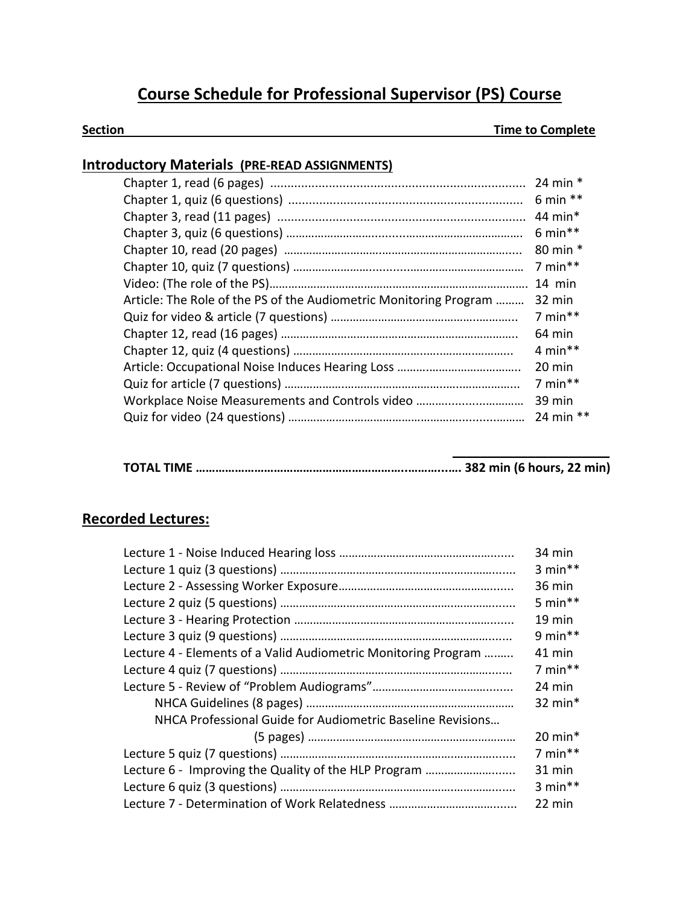# Course Schedule for Professional Supervisor (PS) Course

| Section | Time to Complete |
|---|---|

## Introductory Materials (PRE-READ ASSIGNMENTS)

| | |
|---|---|
| Chapter 1, read (6 pages) | 24 min * |
| Chapter 1, quiz (6 questions) | 6 min ** |
| Chapter 3, read (11 pages) | 44 min* |
| Chapter 3, quiz (6 questions) | 6 min** |
| Chapter 10, read (20 pages) | 80 min * |
| Chapter 10, quiz (7 questions) | 7 min** |
| Video: (The role of the PS) | 14 min |
| Article: The Role of the PS of the Audiometric Monitoring Program | 32 min |
| Quiz for video & article (7 questions) | 7 min** |
| Chapter 12, read (16 pages) | 64 min |
| Chapter 12, quiz (4 questions) | 4 min** |
| Article: Occupational Noise Induces Hearing Loss | 20 min |
| Quiz for article (7 questions) | 7 min** |
| Workplace Noise Measurements and Controls video | 39 min |
| Quiz for video (24 questions) | 24 min ** |

**TOTAL TIME …………… 382 min (6 hours, 22 min)**

## Recorded Lectures:

| | |
|---|---|
| Lecture 1 - Noise Induced Hearing loss | 34 min |
| Lecture 1 quiz (3 questions) | 3 min** |
| Lecture 2 - Assessing Worker Exposure | 36 min |
| Lecture 2 quiz (5 questions) | 5 min** |
| Lecture 3 - Hearing Protection | 19 min |
| Lecture 3 quiz (9 questions) | 9 min** |
| Lecture 4 - Elements of a Valid Audiometric Monitoring Program | 41 min |
| Lecture 4 quiz (7 questions) | 7 min** |
| Lecture 5 - Review of "Problem Audiograms" | 24 min |
| NHCA Guidelines (8 pages) | 32 min* |
| NHCA Professional Guide for Audiometric Baseline Revisions… (5 pages) | 20 min* |
| Lecture 5 quiz (7 questions) | 7 min** |
| Lecture 6 - Improving the Quality of the HLP Program | 31 min |
| Lecture 6 quiz (3 questions) | 3 min** |
| Lecture 7 - Determination of Work Relatedness | 22 min |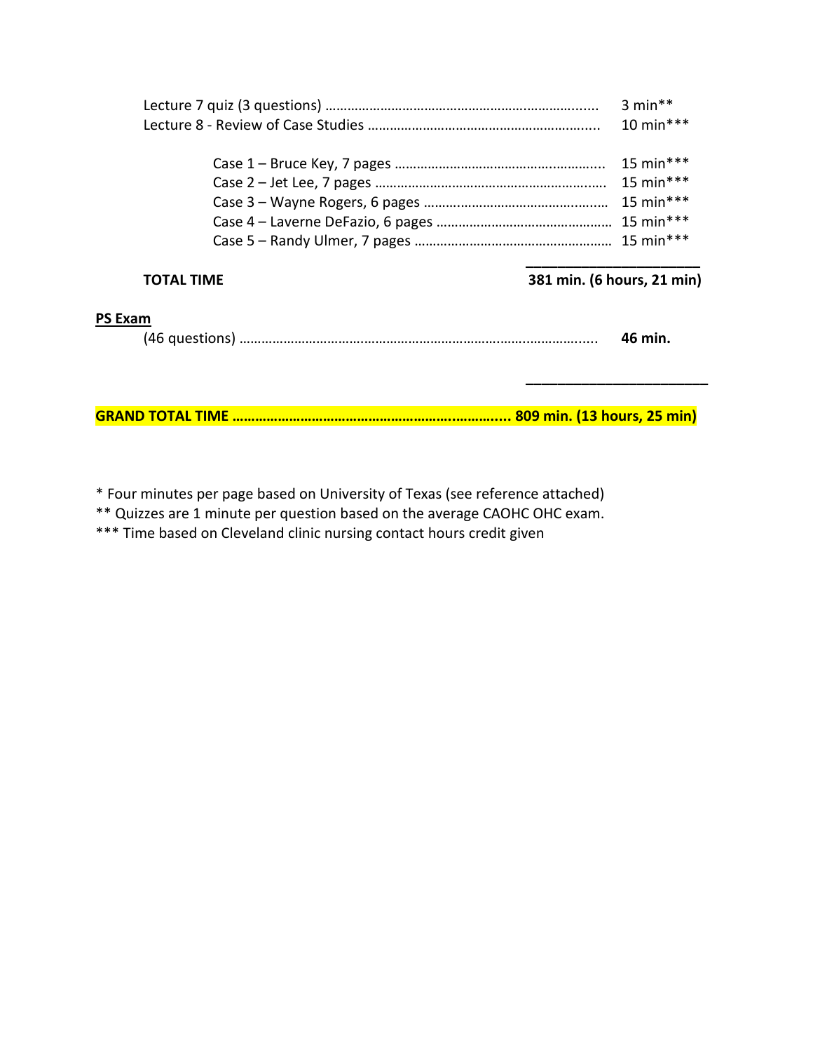Lecture 7 quiz (3 questions) ........................................................................ 3 min**

Lecture 8 - Review of Case Studies ........................................................... 10 min***

Case 1 – Bruce Key, 7 pages ........................................................ 15 min***

Case 2 – Jet Lee, 7 pages ............................................................... 15 min***

Case 3 – Wayne Rogers, 6 pages ................................................... 15 min***

Case 4 – Laverne DeFazio, 6 pages ............................................... 15 min***

Case 5 – Randy Ulmer, 7 pages ..................................................... 15 min***

**TOTAL TIME** **381 min. (6 hours, 21 min)**

**PS Exam**

(46 questions) ................................................................................................ **46 min.**

**GRAND TOTAL TIME ........................................................................ 809 min. (13 hours, 25 min)**

* Four minutes per page based on University of Texas (see reference attached)

** Quizzes are 1 minute per question based on the average CAOHC OHC exam.

*** Time based on Cleveland clinic nursing contact hours credit given